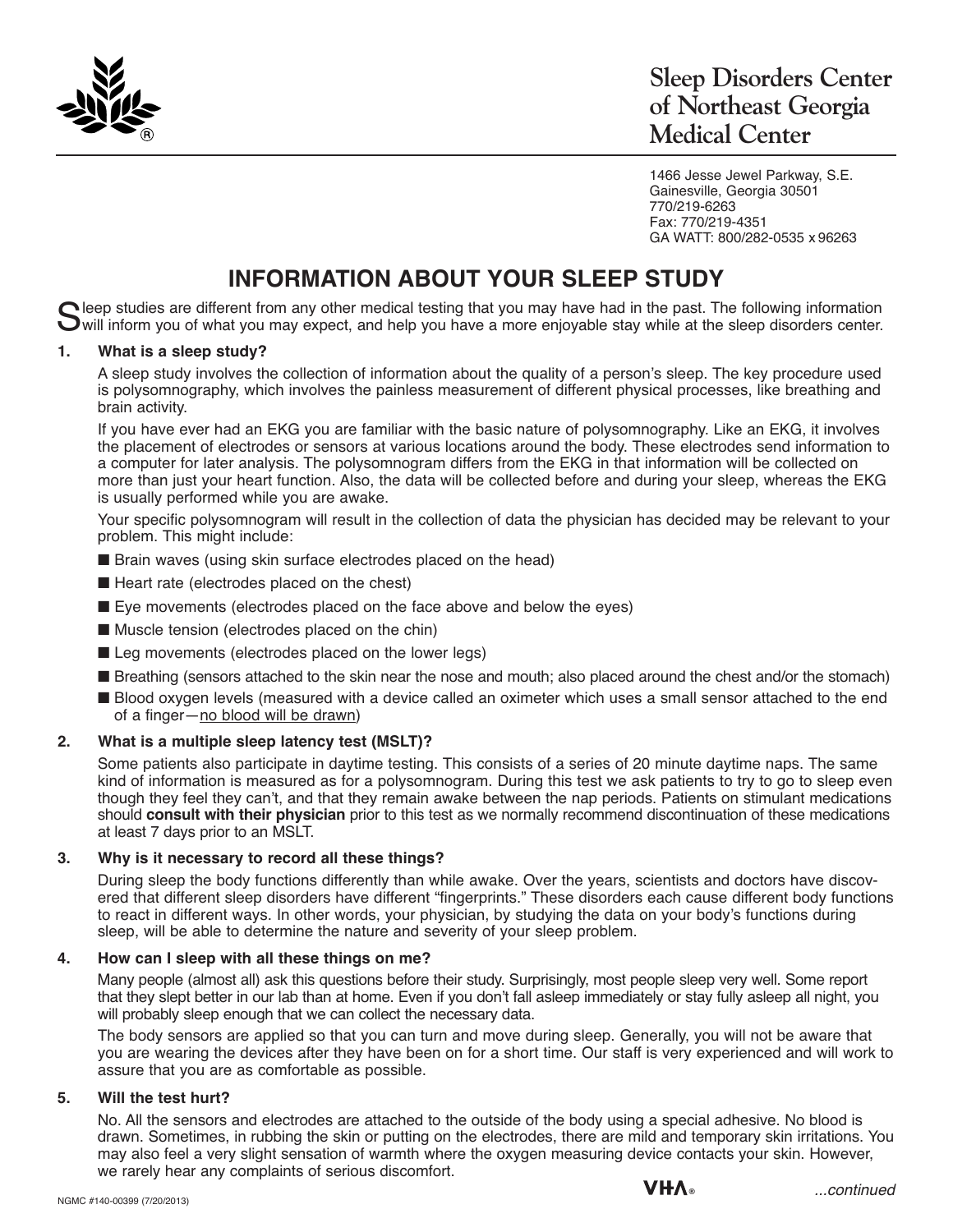# Sleep Disorders Center of Northeast Georgia Medical Center

1466 Jesse Jewel Parkway, S.E.
Gainesville, Georgia 30501
770/219-6263
Fax: 770/219-4351
GA WATT: 800/282-0535 x 96263

## INFORMATION ABOUT YOUR SLEEP STUDY

Sleep studies are different from any other medical testing that you may have had in the past. The following information will inform you of what you may expect, and help you have a more enjoyable stay while at the sleep disorders center.

### 1. What is a sleep study?

A sleep study involves the collection of information about the quality of a person's sleep. The key procedure used is polysomnography, which involves the painless measurement of different physical processes, like breathing and brain activity.

If you have ever had an EKG you are familiar with the basic nature of polysomnography. Like an EKG, it involves the placement of electrodes or sensors at various locations around the body. These electrodes send information to a computer for later analysis. The polysomnogram differs from the EKG in that information will be collected on more than just your heart function. Also, the data will be collected before and during your sleep, whereas the EKG is usually performed while you are awake.

Your specific polysomnogram will result in the collection of data the physician has decided may be relevant to your problem. This might include:

- Brain waves (using skin surface electrodes placed on the head)
- Heart rate (electrodes placed on the chest)
- Eye movements (electrodes placed on the face above and below the eyes)
- Muscle tension (electrodes placed on the chin)
- Leg movements (electrodes placed on the lower legs)
- Breathing (sensors attached to the skin near the nose and mouth; also placed around the chest and/or the stomach)
- Blood oxygen levels (measured with a device called an oximeter which uses a small sensor attached to the end of a finger—no blood will be drawn)

### 2. What is a multiple sleep latency test (MSLT)?

Some patients also participate in daytime testing. This consists of a series of 20 minute daytime naps. The same kind of information is measured as for a polysomnogram. During this test we ask patients to try to go to sleep even though they feel they can't, and that they remain awake between the nap periods. Patients on stimulant medications should **consult with their physician** prior to this test as we normally recommend discontinuation of these medications at least 7 days prior to an MSLT.

### 3. Why is it necessary to record all these things?

During sleep the body functions differently than while awake. Over the years, scientists and doctors have discovered that different sleep disorders have different "fingerprints." These disorders each cause different body functions to react in different ways. In other words, your physician, by studying the data on your body's functions during sleep, will be able to determine the nature and severity of your sleep problem.

### 4. How can I sleep with all these things on me?

Many people (almost all) ask this questions before their study. Surprisingly, most people sleep very well. Some report that they slept better in our lab than at home. Even if you don't fall asleep immediately or stay fully asleep all night, you will probably sleep enough that we can collect the necessary data.

The body sensors are applied so that you can turn and move during sleep. Generally, you will not be aware that you are wearing the devices after they have been on for a short time. Our staff is very experienced and will work to assure that you are as comfortable as possible.

### 5. Will the test hurt?

No. All the sensors and electrodes are attached to the outside of the body using a special adhesive. No blood is drawn. Sometimes, in rubbing the skin or putting on the electrodes, there are mild and temporary skin irritations. You may also feel a very slight sensation of warmth where the oxygen measuring device contacts your skin. However, we rarely hear any complaints of serious discomfort.

NGMC #140-00399 (7/20/2013)

*...continued*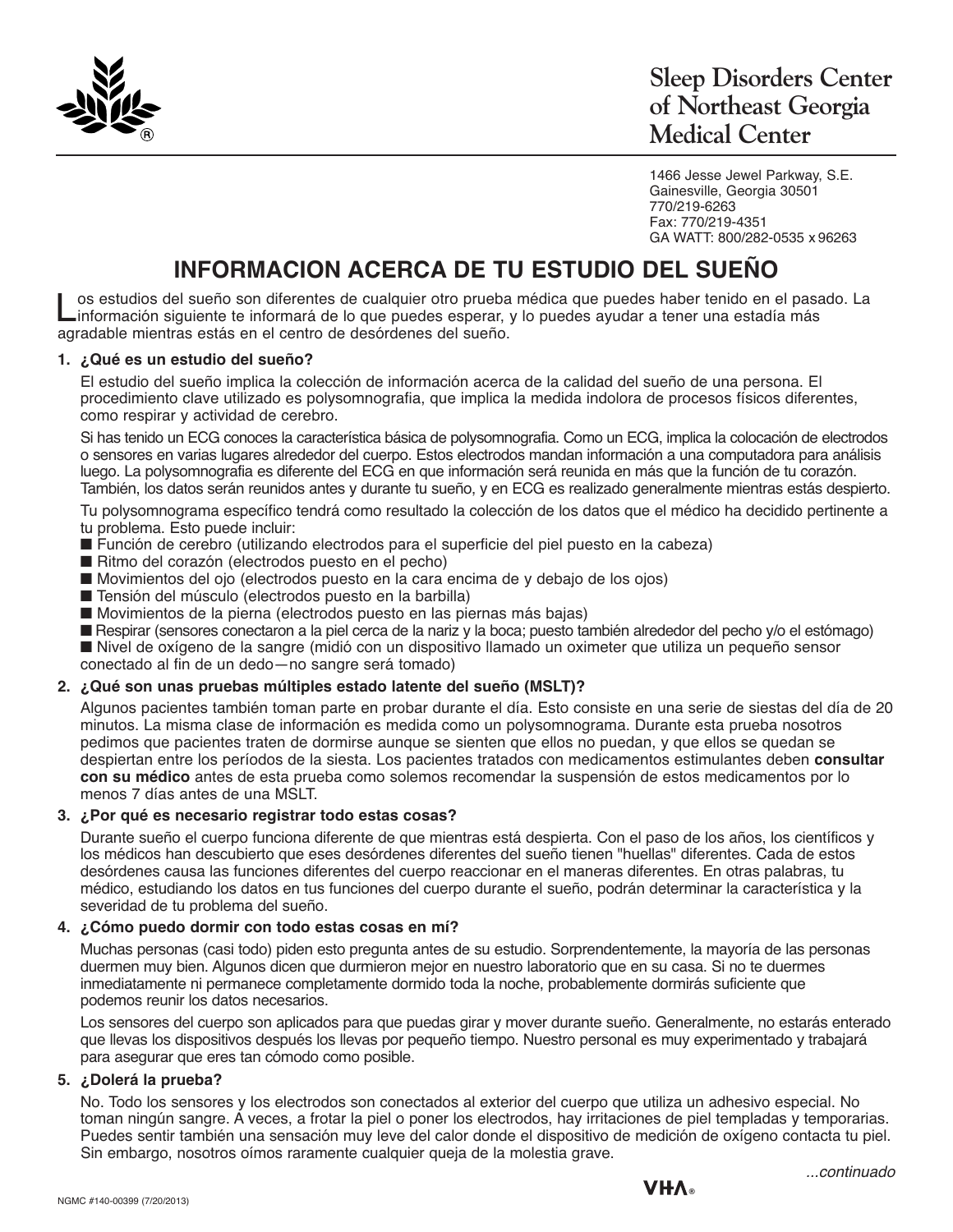# Sleep Disorders Center of Northeast Georgia Medical Center

1466 Jesse Jewel Parkway, S.E.
Gainesville, Georgia 30501
770/219-6263
Fax: 770/219-4351
GA WATT: 800/282-0535 x 96263

## INFORMACION ACERCA DE TU ESTUDIO DEL SUEÑO

Los estudios del sueño son diferentes de cualquier otro prueba médica que puedes haber tenido en el pasado. La información siguiente te informará de lo que puedes esperar, y lo puedes ayudar a tener una estadía más agradable mientras estás en el centro de desórdenes del sueño.

### 1. ¿Qué es un estudio del sueño?

El estudio del sueño implica la colección de información acerca de la calidad del sueño de una persona. El procedimiento clave utilizado es polysomnografia, que implica la medida indolora de procesos físicos diferentes, como respirar y actividad de cerebro.

Si has tenido un ECG conoces la característica básica de polysomnografia. Como un ECG, implica la colocación de electrodos o sensores en varias lugares alrededor del cuerpo. Estos electrodos mandan información a una computadora para análisis luego. La polysomnografia es diferente del ECG en que información será reunida en más que la función de tu corazón. También, los datos serán reunidos antes y durante tu sueño, y en ECG es realizado generalmente mientras estás despierto.

Tu polysomnograma específico tendrá como resultado la colección de los datos que el médico ha decidido pertinente a tu problema. Esto puede incluir:

- Función de cerebro (utilizando electrodos para el superficie del piel puesto en la cabeza)
- Ritmo del corazón (electrodos puesto en el pecho)
- Movimientos del ojo (electrodos puesto en la cara encima de y debajo de los ojos)
- Tensión del músculo (electrodos puesto en la barbilla)
- Movimientos de la pierna (electrodos puesto en las piernas más bajas)
- Respirar (sensores conectaron a la piel cerca de la nariz y la boca; puesto también alrededor del pecho y/o el estómago)
- Nivel de oxígeno de la sangre (midió con un dispositivo llamado un oximeter que utiliza un pequeño sensor conectado al fin de un dedo—no sangre será tomado)

### 2. ¿Qué son unas pruebas múltiples estado latente del sueño (MSLT)?

Algunos pacientes también toman parte en probar durante el día. Esto consiste en una serie de siestas del día de 20 minutos. La misma clase de información es medida como un polysomnograma. Durante esta prueba nosotros pedimos que pacientes traten de dormirse aunque se sienten que ellos no puedan, y que ellos se quedan se despiertan entre los períodos de la siesta. Los pacientes tratados con medicamentos estimulantes deben **consultar con su médico** antes de esta prueba como solemos recomendar la suspensión de estos medicamentos por lo menos 7 días antes de una MSLT.

### 3. ¿Por qué es necesario registrar todo estas cosas?

Durante sueño el cuerpo funciona diferente de que mientras está despierta. Con el paso de los años, los científicos y los médicos han descubierto que eses desórdenes diferentes del sueño tienen "huellas" diferentes. Cada de estos desórdenes causa las funciones diferentes del cuerpo reaccionar en el maneras diferentes. En otras palabras, tu médico, estudiando los datos en tus funciones del cuerpo durante el sueño, podrán determinar la característica y la severidad de tu problema del sueño.

### 4. ¿Cómo puedo dormir con todo estas cosas en mí?

Muchas personas (casi todo) piden esto pregunta antes de su estudio. Sorprendentemente, la mayoría de las personas duermen muy bien. Algunos dicen que durmieron mejor en nuestro laboratorio que en su casa. Si no te duermes inmediatamente ni permanece completamente dormido toda la noche, probablemente dormirás suficiente que podemos reunir los datos necesarios.

Los sensores del cuerpo son aplicados para que puedas girar y mover durante sueño. Generalmente, no estarás enterado que llevas los dispositivos después los llevas por pequeño tiempo. Nuestro personal es muy experimentado y trabajará para asegurar que eres tan cómodo como posible.

### 5. ¿Dolerá la prueba?

No. Todo los sensores y los electrodos son conectados al exterior del cuerpo que utiliza un adhesivo especial. No toman ningún sangre. A veces, a frotar la piel o poner los electrodos, hay irritaciones de piel templadas y temporarias. Puedes sentir también una sensación muy leve del calor donde el dispositivo de medición de oxígeno contacta tu piel. Sin embargo, nosotros oímos raramente cualquier queja de la molestia grave.

*...continuado*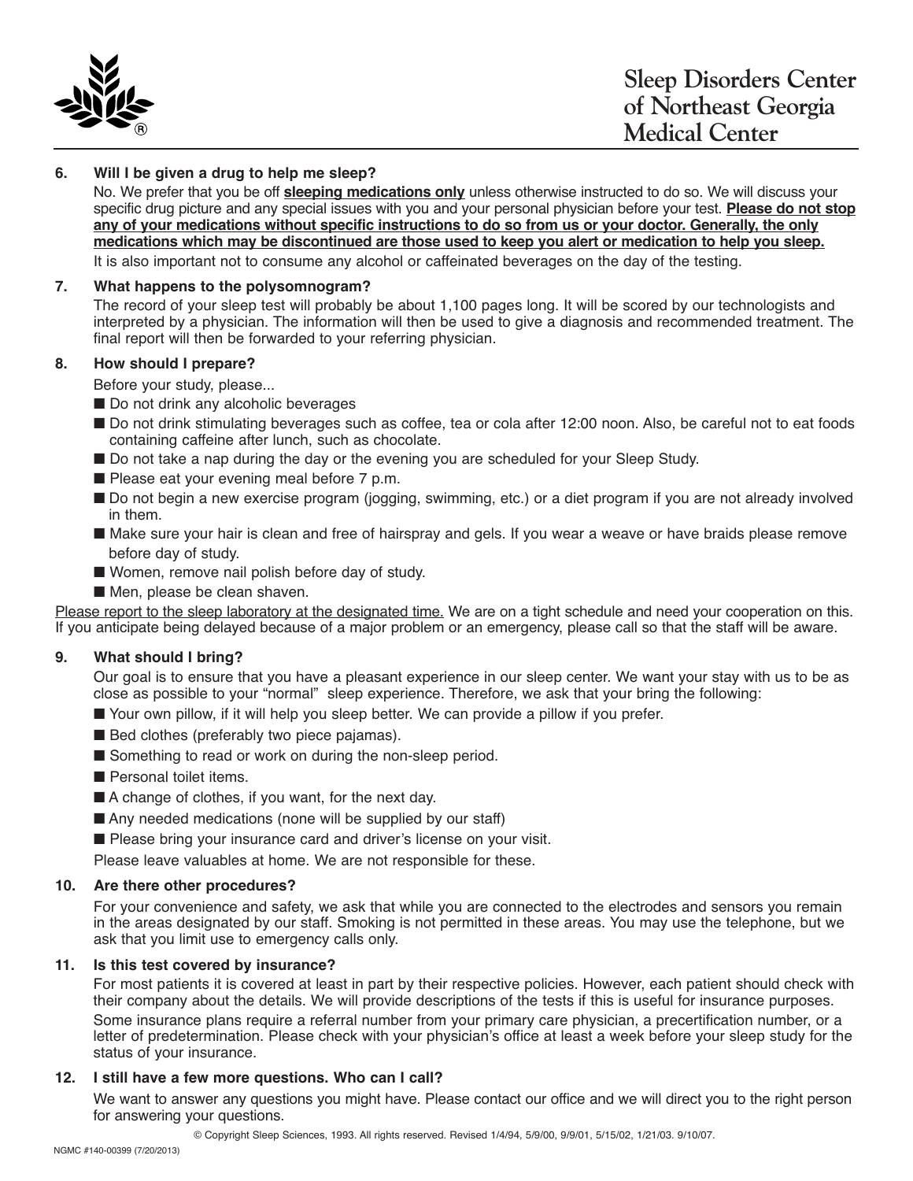**6. Will I be given a drug to help me sleep?**

No. We prefer that you be off **sleeping medications only** unless otherwise instructed to do so. We will discuss your specific drug picture and any special issues with you and your personal physician before your test. **Please do not stop any of your medications without specific instructions to do so from us or your doctor. Generally, the only medications which may be discontinued are those used to keep you alert or medication to help you sleep.**

It is also important not to consume any alcohol or caffeinated beverages on the day of the testing.

**7. What happens to the polysomnogram?**

The record of your sleep test will probably be about 1,100 pages long. It will be scored by our technologists and interpreted by a physician. The information will then be used to give a diagnosis and recommended treatment. The final report will then be forwarded to your referring physician.

**8. How should I prepare?**

Before your study, please...

- Do not drink any alcoholic beverages
- Do not drink stimulating beverages such as coffee, tea or cola after 12:00 noon. Also, be careful not to eat foods containing caffeine after lunch, such as chocolate.
- Do not take a nap during the day or the evening you are scheduled for your Sleep Study.
- Please eat your evening meal before 7 p.m.
- Do not begin a new exercise program (jogging, swimming, etc.) or a diet program if you are not already involved in them.
- Make sure your hair is clean and free of hairspray and gels. If you wear a weave or have braids please remove before day of study.
- Women, remove nail polish before day of study.
- Men, please be clean shaven.

Please report to the sleep laboratory at the designated time. We are on a tight schedule and need your cooperation on this. If you anticipate being delayed because of a major problem or an emergency, please call so that the staff will be aware.

**9. What should I bring?**

Our goal is to ensure that you have a pleasant experience in our sleep center. We want your stay with us to be as close as possible to your "normal" sleep experience. Therefore, we ask that your bring the following:

- Your own pillow, if it will help you sleep better. We can provide a pillow if you prefer.
- Bed clothes (preferably two piece pajamas).
- Something to read or work on during the non-sleep period.
- Personal toilet items.
- A change of clothes, if you want, for the next day.
- Any needed medications (none will be supplied by our staff)
- Please bring your insurance card and driver's license on your visit.

Please leave valuables at home. We are not responsible for these.

**10. Are there other procedures?**

For your convenience and safety, we ask that while you are connected to the electrodes and sensors you remain in the areas designated by our staff. Smoking is not permitted in these areas. You may use the telephone, but we ask that you limit use to emergency calls only.

**11. Is this test covered by insurance?**

For most patients it is covered at least in part by their respective policies. However, each patient should check with their company about the details. We will provide descriptions of the tests if this is useful for insurance purposes.

Some insurance plans require a referral number from your primary care physician, a precertification number, or a letter of predetermination. Please check with your physician's office at least a week before your sleep study for the status of your insurance.

**12. I still have a few more questions. Who can I call?**

We want to answer any questions you might have. Please contact our office and we will direct you to the right person for answering your questions.

© Copyright Sleep Sciences, 1993. All rights reserved. Revised 1/4/94, 5/9/00, 9/9/01, 5/15/02, 1/21/03. 9/10/07.

NGMC #140-00399 (7/20/2013)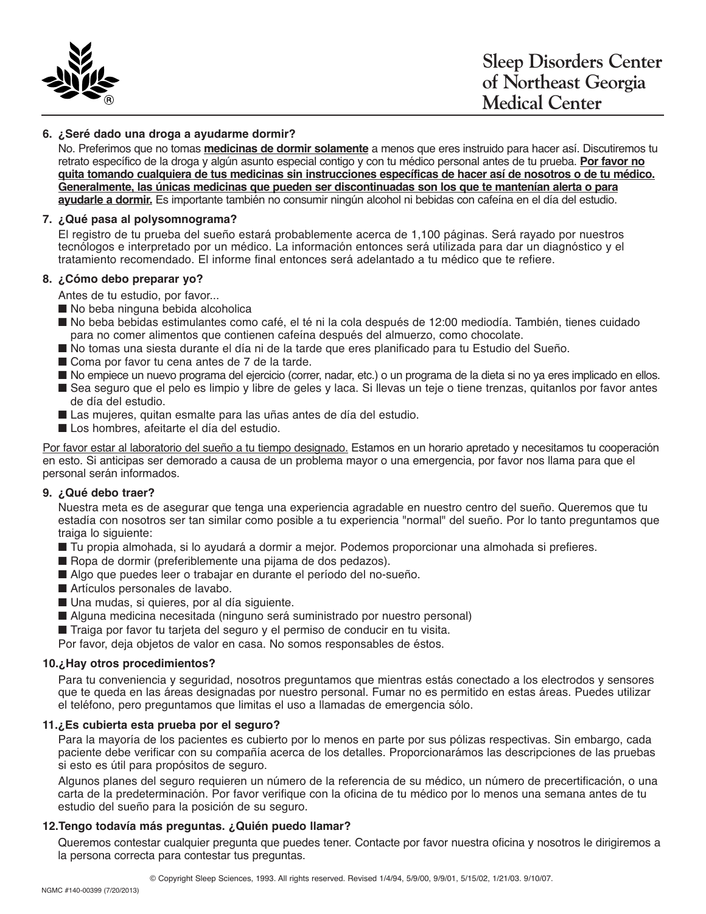# Sleep Disorders Center of Northeast Georgia Medical Center

**6. ¿Seré dado una droga a ayudarme dormir?**

No. Preferimos que no tomas **medicinas de dormir solamente** a menos que eres instruido para hacer así. Discutiremos tu retrato específico de la droga y algún asunto especial contigo y con tu médico personal antes de tu prueba. **Por favor no quita tomando cualquiera de tus medicinas sin instrucciones específicas de hacer así de nosotros o de tu médico. Generalmente, las únicas medicinas que pueden ser discontinuadas son los que te mantenían alerta o para ayudarle a dormir.** Es importante también no consumir ningún alcohol ni bebidas con cafeína en el día del estudio.

**7. ¿Qué pasa al polysomnograma?**

El registro de tu prueba del sueño estará probablemente acerca de 1,100 páginas. Será rayado por nuestros tecnólogos e interpretado por un médico. La información entonces será utilizada para dar un diagnóstico y el tratamiento recomendado. El informe final entonces será adelantado a tu médico que te refiere.

**8. ¿Cómo debo preparar yo?**

Antes de tu estudio, por favor...

- No beba ninguna bebida alcoholica
- No beba bebidas estimulantes como café, el té ni la cola después de 12:00 mediodía. También, tienes cuidado para no comer alimentos que contienen cafeína después del almuerzo, como chocolate.
- No tomas una siesta durante el día ni de la tarde que eres planificado para tu Estudio del Sueño.
- Coma por favor tu cena antes de 7 de la tarde.
- No empiece un nuevo programa del ejercicio (correr, nadar, etc.) o un programa de la dieta si no ya eres implicado en ellos.
- Sea seguro que el pelo es limpio y libre de geles y laca. Si llevas un teje o tiene trenzas, quitanlos por favor antes de día del estudio.
- Las mujeres, quitan esmalte para las uñas antes de día del estudio.
- Los hombres, afeitarte el día del estudio.

Por favor estar al laboratorio del sueño a tu tiempo designado. Estamos en un horario apretado y necesitamos tu cooperación en esto. Si anticipas ser demorado a causa de un problema mayor o una emergencia, por favor nos llama para que el personal serán informados.

**9. ¿Qué debo traer?**

Nuestra meta es de asegurar que tenga una experiencia agradable en nuestro centro del sueño. Queremos que tu estadía con nosotros ser tan similar como posible a tu experiencia "normal" del sueño. Por lo tanto preguntamos que traiga lo siguiente:

- Tu propia almohada, si lo ayudará a dormir a mejor. Podemos proporcionar una almohada si prefieres.
- Ropa de dormir (preferiblemente una pijama de dos pedazos).
- Algo que puedes leer o trabajar en durante el período del no-sueño.
- Artículos personales de lavabo.
- Una mudas, si quieres, por al día siguiente.
- Alguna medicina necesitada (ninguno será suministrado por nuestro personal)
- Traiga por favor tu tarjeta del seguro y el permiso de conducir en tu visita.

Por favor, deja objetos de valor en casa. No somos responsables de éstos.

**10.¿Hay otros procedimientos?**

Para tu conveniencia y seguridad, nosotros preguntamos que mientras estás conectado a los electrodos y sensores que te queda en las áreas designadas por nuestro personal. Fumar no es permitido en estas áreas. Puedes utilizar el teléfono, pero preguntamos que limitas el uso a llamadas de emergencia sólo.

**11.¿Es cubierta esta prueba por el seguro?**

Para la mayoría de los pacientes es cubierto por lo menos en parte por sus pólizas respectivas. Sin embargo, cada paciente debe verificar con su compañía acerca de los detalles. Proporcionarámos las descripciones de las pruebas si esto es útil para propósitos de seguro.

Algunos planes del seguro requieren un número de la referencia de su médico, un número de precertificación, o una carta de la predeterminación. Por favor verifique con la oficina de tu médico por lo menos una semana antes de tu estudio del sueño para la posición de su seguro.

**12.Tengo todavía más preguntas. ¿Quién puedo llamar?**

Queremos contestar cualquier pregunta que puedes tener. Contacte por favor nuestra oficina y nosotros le dirigiremos a la persona correcta para contestar tus preguntas.

© Copyright Sleep Sciences, 1993. All rights reserved. Revised 1/4/94, 5/9/00, 9/9/01, 5/15/02, 1/21/03. 9/10/07.

NGMC #140-00399 (7/20/2013)